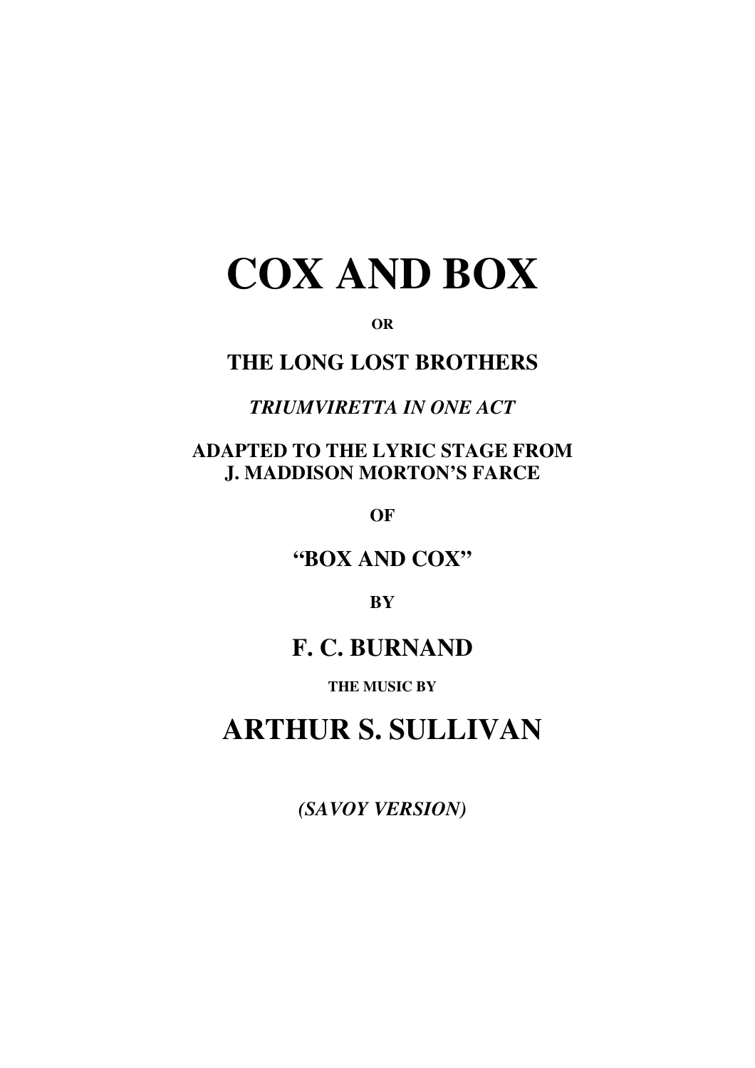# COX AND BOX

**OR**

## THE LONG LOST BROTHERS

***TRIUMVIRETTA IN ONE ACT***

**ADAPTED TO THE LYRIC STAGE FROM**
**J. MADDISON MORTON'S FARCE**

**OF**

## "BOX AND COX"

**BY**

## F. C. BURNAND

**THE MUSIC BY**

# ARTHUR S. SULLIVAN

***(SAVOY VERSION)***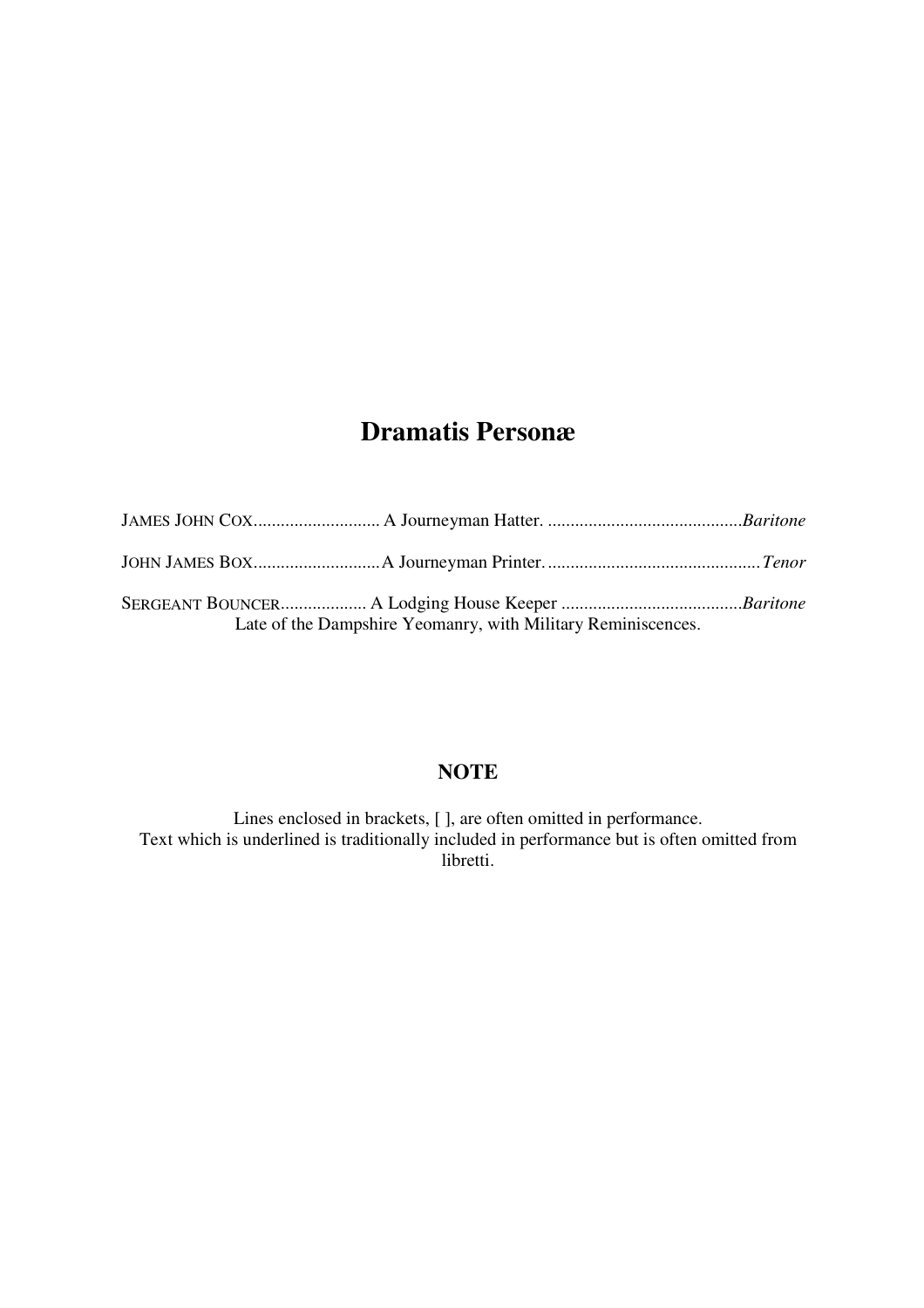# Dramatis Personæ

JAMES JOHN COX............................ A Journeyman Hatter. ...........................................*Baritone*

JOHN JAMES BOX............................A Journeyman Printer. ...............................................*Tenor*

SERGEANT BOUNCER.................. A Lodging House Keeper ........................................*Baritone*
Late of the Dampshire Yeomanry, with Military Reminiscences.

## NOTE

Lines enclosed in brackets, [ ], are often omitted in performance.
Text which is underlined is traditionally included in performance but is often omitted from libretti.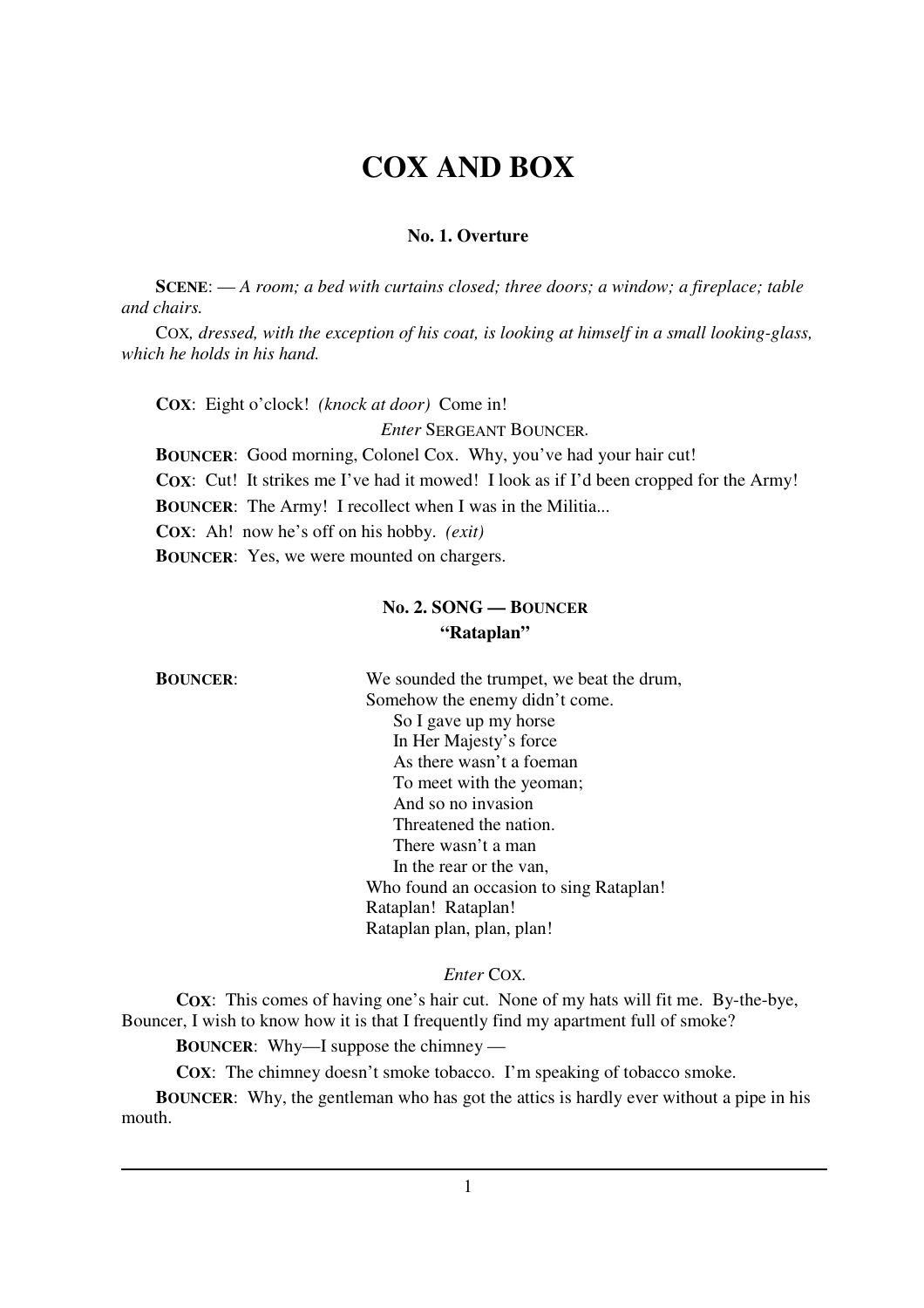# COX AND BOX

### No. 1. Overture

**SCENE**: — *A room; a bed with curtains closed; three doors; a window; a fireplace; table and chairs.*

COX*, dressed, with the exception of his coat, is looking at himself in a small looking-glass, which he holds in his hand.*

**COX**: Eight o'clock! *(knock at door)* Come in!

*Enter* SERGEANT BOUNCER.

**BOUNCER**: Good morning, Colonel Cox. Why, you've had your hair cut!

**COX**: Cut! It strikes me I've had it mowed! I look as if I'd been cropped for the Army!

**BOUNCER**: The Army! I recollect when I was in the Militia...

**COX**: Ah! now he's off on his hobby. *(exit)*

**BOUNCER**: Yes, we were mounted on chargers.

### No. 2. SONG — BOUNCER
### "Rataplan"

**BOUNCER**:

We sounded the trumpet, we beat the drum,
Somehow the enemy didn't come.
  So I gave up my horse
  In Her Majesty's force
  As there wasn't a foeman
  To meet with the yeoman;
  And so no invasion
  Threatened the nation.
  There wasn't a man
  In the rear or the van,
Who found an occasion to sing Rataplan!
Rataplan! Rataplan!
Rataplan plan, plan, plan!

*Enter* COX.

**COX**: This comes of having one's hair cut. None of my hats will fit me. By-the-bye, Bouncer, I wish to know how it is that I frequently find my apartment full of smoke?

**BOUNCER**: Why—I suppose the chimney —

**COX**: The chimney doesn't smoke tobacco. I'm speaking of tobacco smoke.

**BOUNCER**: Why, the gentleman who has got the attics is hardly ever without a pipe in his mouth.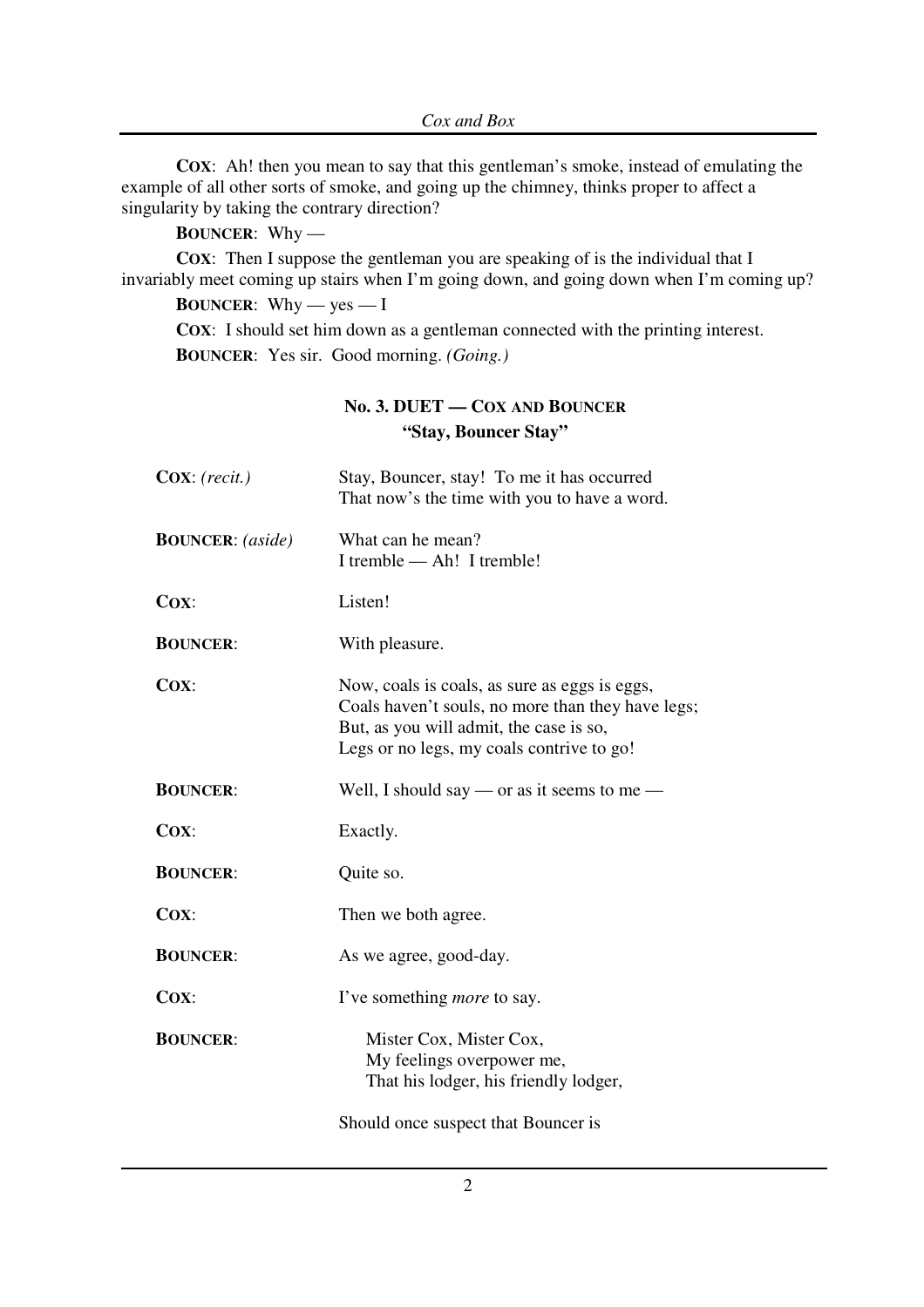**COX**: Ah! then you mean to say that this gentleman's smoke, instead of emulating the example of all other sorts of smoke, and going up the chimney, thinks proper to affect a singularity by taking the contrary direction?

**BOUNCER**: Why —

**COX**: Then I suppose the gentleman you are speaking of is the individual that I invariably meet coming up stairs when I'm going down, and going down when I'm coming up?

**BOUNCER**: Why — yes — I

**COX**: I should set him down as a gentleman connected with the printing interest.

**BOUNCER**: Yes sir. Good morning. *(Going.)*

### No. 3. DUET — COX AND BOUNCER
### "Stay, Bouncer Stay"

**COX**: *(recit.)* Stay, Bouncer, stay! To me it has occurred
That now's the time with you to have a word.

**BOUNCER**: *(aside)* What can he mean?
I tremble — Ah! I tremble!

**COX**: Listen!

**BOUNCER**: With pleasure.

**COX**: Now, coals is coals, as sure as eggs is eggs,
Coals haven't souls, no more than they have legs;
But, as you will admit, the case is so,
Legs or no legs, my coals contrive to go!

**BOUNCER**: Well, I should say — or as it seems to me —

**COX**: Exactly.

**BOUNCER**: Quite so.

**COX**: Then we both agree.

**BOUNCER**: As we agree, good-day.

**COX**: I've something *more* to say.

**BOUNCER**: Mister Cox, Mister Cox,
My feelings overpower me,
That his lodger, his friendly lodger,

Should once suspect that Bouncer is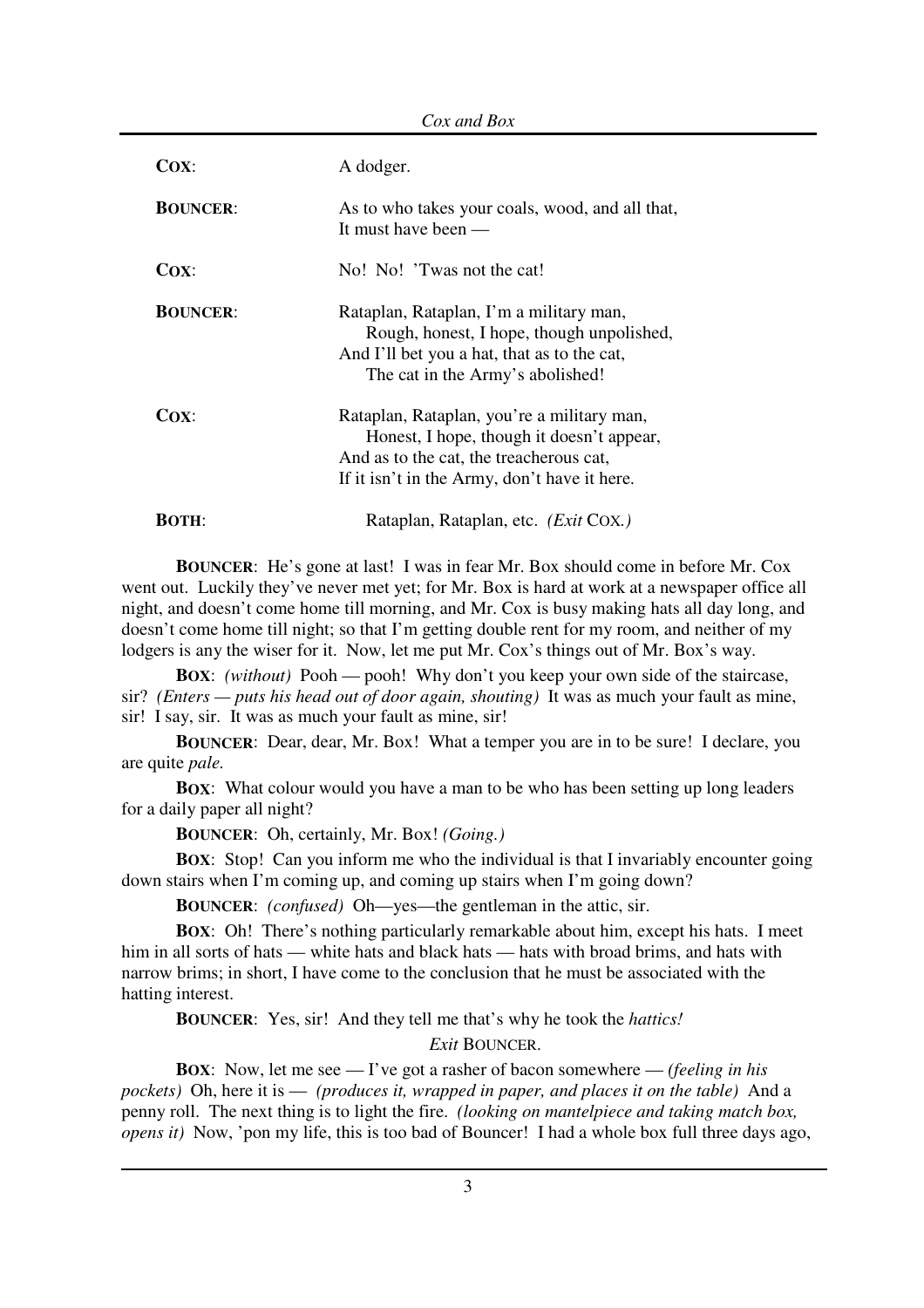| | |
|---|---|
| **COX**: | A dodger. |
| **BOUNCER**: | As to who takes your coals, wood, and all that,<br>It must have been — |
| **COX**: | No! No! 'Twas not the cat! |
| **BOUNCER**: | Rataplan, Rataplan, I'm a military man,<br>Rough, honest, I hope, though unpolished,<br>And I'll bet you a hat, that as to the cat,<br>The cat in the Army's abolished! |
| **COX**: | Rataplan, Rataplan, you're a military man,<br>Honest, I hope, though it doesn't appear,<br>And as to the cat, the treacherous cat,<br>If it isn't in the Army, don't have it here. |
| **BOTH**: | Rataplan, Rataplan, etc. *(Exit* COX*.)* |

**BOUNCER**: He's gone at last! I was in fear Mr. Box should come in before Mr. Cox went out. Luckily they've never met yet; for Mr. Box is hard at work at a newspaper office all night, and doesn't come home till morning, and Mr. Cox is busy making hats all day long, and doesn't come home till night; so that I'm getting double rent for my room, and neither of my lodgers is any the wiser for it. Now, let me put Mr. Cox's things out of Mr. Box's way.

**BOX**: *(without)* Pooh — pooh! Why don't you keep your own side of the staircase, sir? *(Enters — puts his head out of door again, shouting)* It was as much your fault as mine, sir! I say, sir. It was as much your fault as mine, sir!

**BOUNCER**: Dear, dear, Mr. Box! What a temper you are in to be sure! I declare, you are quite *pale.*

**BOX**: What colour would you have a man to be who has been setting up long leaders for a daily paper all night?

**BOUNCER**: Oh, certainly, Mr. Box! *(Going.)*

**BOX**: Stop! Can you inform me who the individual is that I invariably encounter going down stairs when I'm coming up, and coming up stairs when I'm going down?

**BOUNCER**: *(confused)* Oh—yes—the gentleman in the attic, sir.

**BOX**: Oh! There's nothing particularly remarkable about him, except his hats. I meet him in all sorts of hats — white hats and black hats — hats with broad brims, and hats with narrow brims; in short, I have come to the conclusion that he must be associated with the hatting interest.

**BOUNCER**: Yes, sir! And they tell me that's why he took the *hattics!*

*Exit* BOUNCER.

**BOX**: Now, let me see — I've got a rasher of bacon somewhere — *(feeling in his pockets)* Oh, here it is — *(produces it, wrapped in paper, and places it on the table)* And a penny roll. The next thing is to light the fire. *(looking on mantelpiece and taking match box, opens it)* Now, 'pon my life, this is too bad of Bouncer! I had a whole box full three days ago,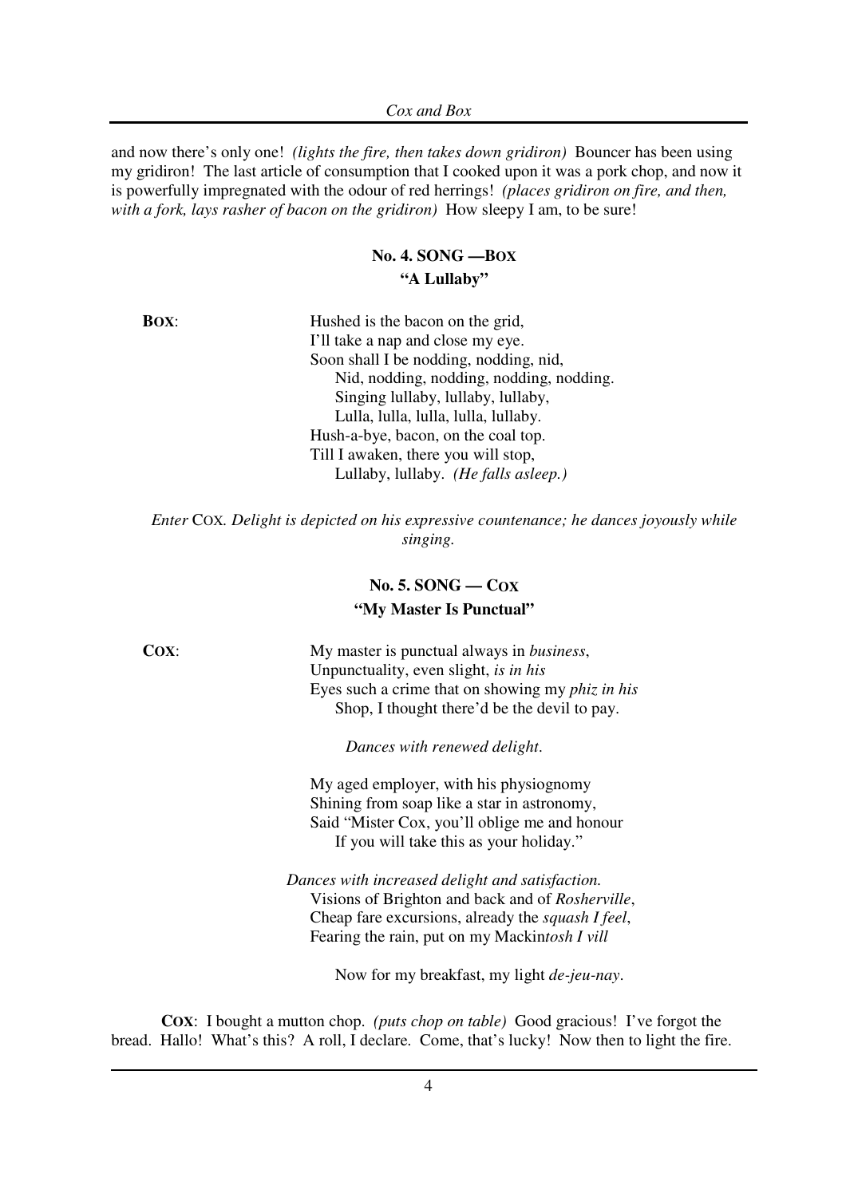and now there's only one! *(lights the fire, then takes down gridiron)* Bouncer has been using my gridiron! The last article of consumption that I cooked upon it was a pork chop, and now it is powerfully impregnated with the odour of red herrings! *(places gridiron on fire, and then, with a fork, lays rasher of bacon on the gridiron)* How sleepy I am, to be sure!

### No. 4. SONG —BOX
### "A Lullaby"

**BOX**:

Hushed is the bacon on the grid,
I'll take a nap and close my eye.
Soon shall I be nodding, nodding, nid,
&nbsp;&nbsp;&nbsp;&nbsp;Nid, nodding, nodding, nodding, nodding.
&nbsp;&nbsp;&nbsp;&nbsp;Singing lullaby, lullaby, lullaby,
&nbsp;&nbsp;&nbsp;&nbsp;Lulla, lulla, lulla, lulla, lullaby.
Hush-a-bye, bacon, on the coal top.
Till I awaken, there you will stop,
&nbsp;&nbsp;&nbsp;&nbsp;Lullaby, lullaby. *(He falls asleep.)*

*Enter* COX*. Delight is depicted on his expressive countenance; he dances joyously while singing.*

### No. 5. SONG — COX
### "My Master Is Punctual"

**COX**:

My master is punctual always in *business*,
Unpunctuality, even slight, *is in his*
Eyes such a crime that on showing my *phiz in his*
&nbsp;&nbsp;&nbsp;&nbsp;Shop, I thought there'd be the devil to pay.

*Dances with renewed delight.*

My aged employer, with his physiognomy
Shining from soap like a star in astronomy,
Said "Mister Cox, you'll oblige me and honour
&nbsp;&nbsp;&nbsp;&nbsp;If you will take this as your holiday."

*Dances with increased delight and satisfaction.*

Visions of Brighton and back and of *Rosherville*,
Cheap fare excursions, already the *squash I feel*,
Fearing the rain, put on my Mackin*tosh I vill*

&nbsp;&nbsp;&nbsp;&nbsp;Now for my breakfast, my light *de-jeu-nay*.

**COX**: I bought a mutton chop. *(puts chop on table)* Good gracious! I've forgot the bread. Hallo! What's this? A roll, I declare. Come, that's lucky! Now then to light the fire.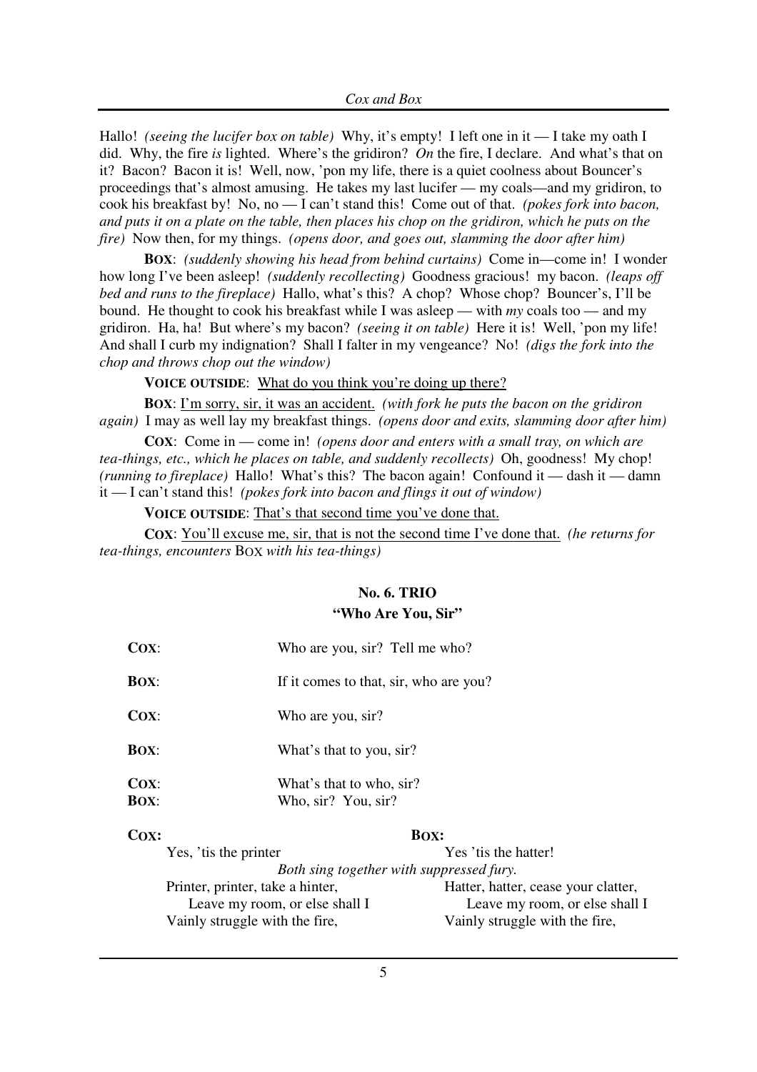Hallo! *(seeing the lucifer box on table)* Why, it's empty! I left one in it — I take my oath I did. Why, the fire *is* lighted. Where's the gridiron? *On* the fire, I declare. And what's that on it? Bacon? Bacon it is! Well, now, 'pon my life, there is a quiet coolness about Bouncer's proceedings that's almost amusing. He takes my last lucifer — my coals—and my gridiron, to cook his breakfast by! No, no — I can't stand this! Come out of that. *(pokes fork into bacon, and puts it on a plate on the table, then places his chop on the gridiron, which he puts on the fire)* Now then, for my things. *(opens door, and goes out, slamming the door after him)*

**BOX**: *(suddenly showing his head from behind curtains)* Come in—come in! I wonder how long I've been asleep! *(suddenly recollecting)* Goodness gracious! my bacon. *(leaps off bed and runs to the fireplace)* Hallo, what's this? A chop? Whose chop? Bouncer's, I'll be bound. He thought to cook his breakfast while I was asleep — with *my* coals too — and my gridiron. Ha, ha! But where's my bacon? *(seeing it on table)* Here it is! Well, 'pon my life! And shall I curb my indignation? Shall I falter in my vengeance? No! *(digs the fork into the chop and throws chop out the window)*

**VOICE OUTSIDE**: <u>What do you think you're doing up there?</u>

**BOX**: <u>I'm sorry, sir, it was an accident.</u> *(with fork he puts the bacon on the gridiron again)* I may as well lay my breakfast things. *(opens door and exits, slamming door after him)*

**COX**: Come in — come in! *(opens door and enters with a small tray, on which are tea-things, etc., which he places on table, and suddenly recollects)* Oh, goodness! My chop! *(running to fireplace)* Hallo! What's this? The bacon again! Confound it — dash it — damn it — I can't stand this! *(pokes fork into bacon and flings it out of window)*

**VOICE OUTSIDE**: <u>That's that second time you've done that.</u>

**COX**: <u>You'll excuse me, sir, that is not the second time I've done that.</u> *(he returns for tea-things, encounters* BOX *with his tea-things)*

### No. 6. TRIO
### "Who Are You, Sir"

**COX**: Who are you, sir? Tell me who?

**BOX**: If it comes to that, sir, who are you?

**COX**: Who are you, sir?

**BOX**: What's that to you, sir?

**COX**: What's that to who, sir?
**BOX**: Who, sir? You, sir?

| **COX:** | **BOX:** |
|---|---|
| Yes, 'tis the printer | Yes 'tis the hatter! |
| *Both sing together with suppressed fury.* | |
| Printer, printer, take a hinter, | Hatter, hatter, cease your clatter, |
| Leave my room, or else shall I | Leave my room, or else shall I |
| Vainly struggle with the fire, | Vainly struggle with the fire, |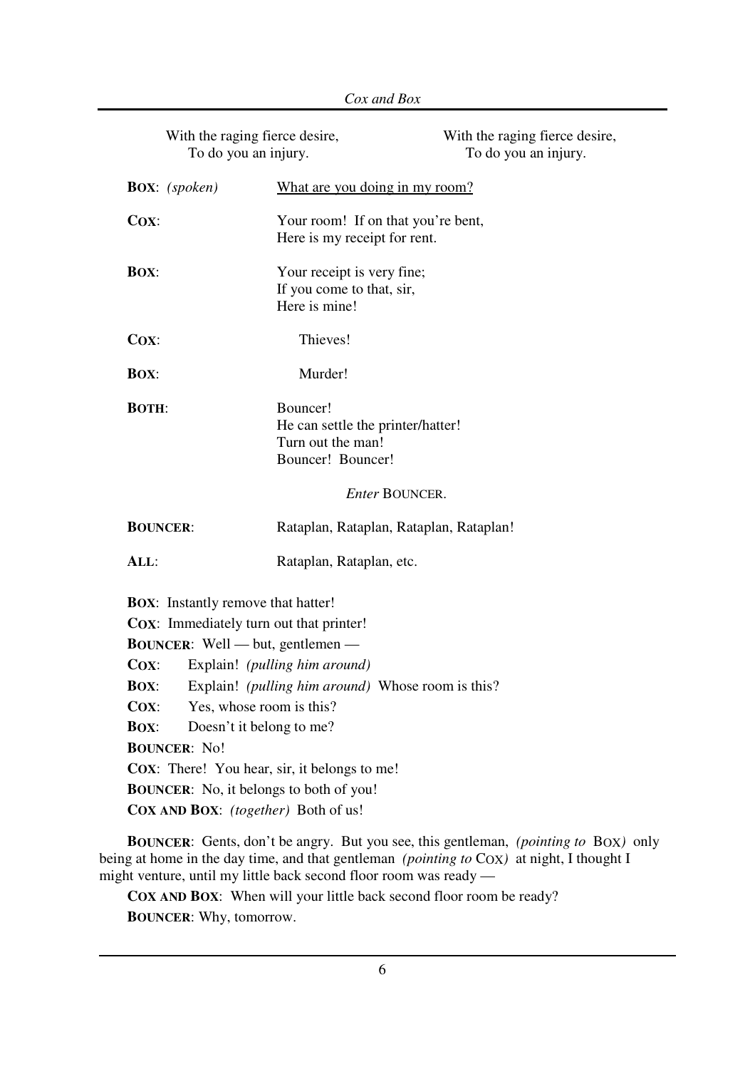| | |
|---|---|
| With the raging fierce desire,<br>To do you an injury. | With the raging fierce desire,<br>To do you an injury. |

**BOX**: *(spoken)* What are you doing in my room?

**COX**: Your room! If on that you're bent,
Here is my receipt for rent.

**BOX**: Your receipt is very fine;
If you come to that, sir,
Here is mine!

**COX**: Thieves!

**BOX**: Murder!

**BOTH**: Bouncer!
He can settle the printer/hatter!
Turn out the man!
Bouncer! Bouncer!

*Enter* BOUNCER.

**BOUNCER**: Rataplan, Rataplan, Rataplan, Rataplan!

**ALL**: Rataplan, Rataplan, etc.

**BOX**: Instantly remove that hatter!

**COX**: Immediately turn out that printer!

**BOUNCER**: Well — but, gentlemen —

**COX**: Explain! *(pulling him around)*

**BOX**: Explain! *(pulling him around)* Whose room is this?

**COX**: Yes, whose room is this?

**BOX**: Doesn't it belong to me?

**BOUNCER**: No!

**COX**: There! You hear, sir, it belongs to me!

**BOUNCER**: No, it belongs to both of you!

**COX AND BOX**: *(together)* Both of us!

**BOUNCER**: Gents, don't be angry. But you see, this gentleman, *(pointing to* BOX*)* only being at home in the day time, and that gentleman *(pointing to* COX*)* at night, I thought I might venture, until my little back second floor room was ready —

**COX AND BOX**: When will your little back second floor room be ready?

**BOUNCER**: Why, tomorrow.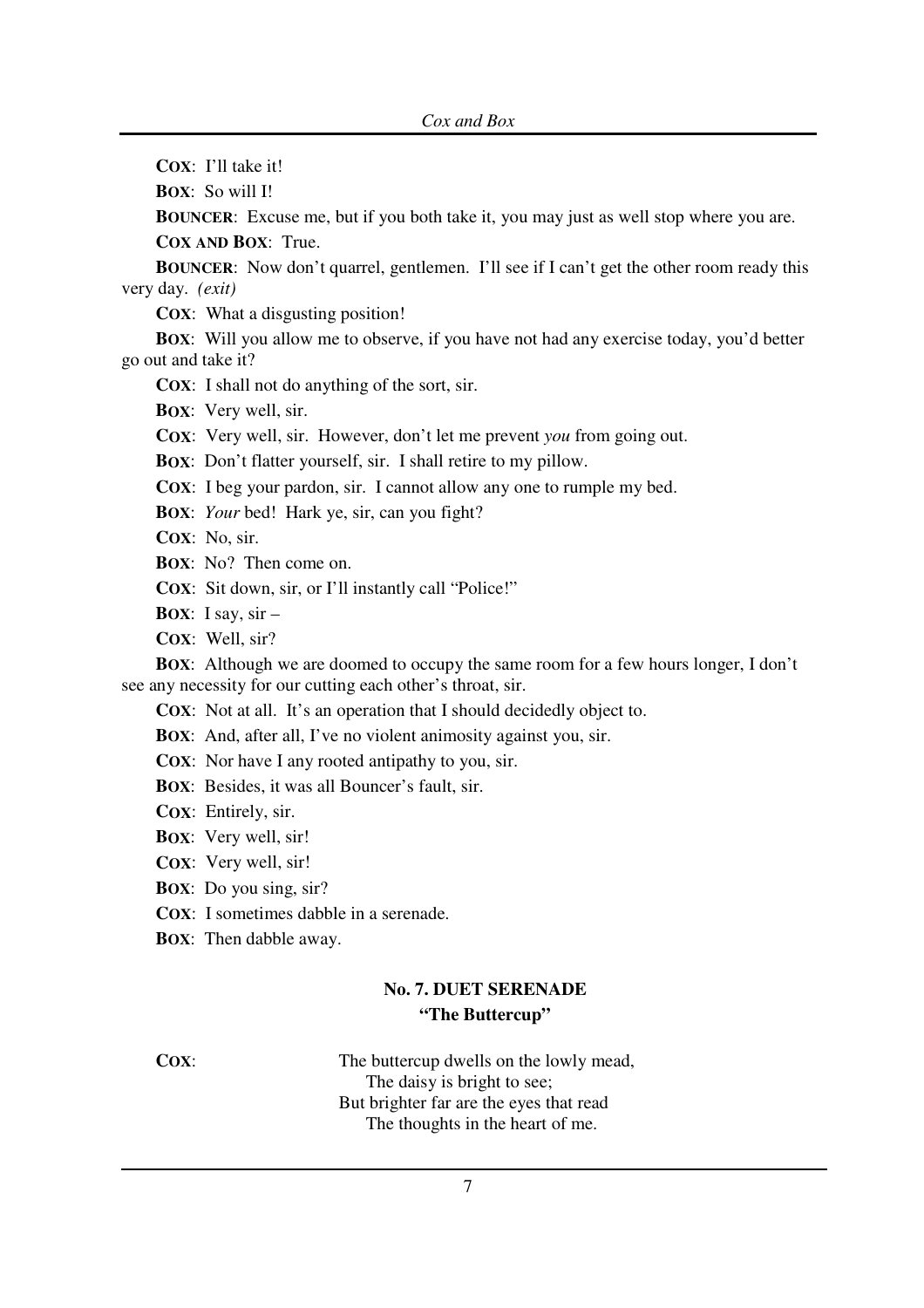**COX**: I'll take it!

**BOX**: So will I!

**BOUNCER**: Excuse me, but if you both take it, you may just as well stop where you are.

**COX AND BOX**: True.

**BOUNCER**: Now don't quarrel, gentlemen. I'll see if I can't get the other room ready this very day. *(exit)*

**COX**: What a disgusting position!

**BOX**: Will you allow me to observe, if you have not had any exercise today, you'd better go out and take it?

**COX**: I shall not do anything of the sort, sir.

**BOX**: Very well, sir.

**COX**: Very well, sir. However, don't let me prevent *you* from going out.

**BOX**: Don't flatter yourself, sir. I shall retire to my pillow.

**COX**: I beg your pardon, sir. I cannot allow any one to rumple my bed.

**BOX**: *Your* bed! Hark ye, sir, can you fight?

**COX**: No, sir.

**BOX**: No? Then come on.

**COX**: Sit down, sir, or I'll instantly call "Police!"

**BOX**: I say, sir –

**COX**: Well, sir?

**BOX**: Although we are doomed to occupy the same room for a few hours longer, I don't see any necessity for our cutting each other's throat, sir.

**COX**: Not at all. It's an operation that I should decidedly object to.

**BOX**: And, after all, I've no violent animosity against you, sir.

**COX**: Nor have I any rooted antipathy to you, sir.

**BOX**: Besides, it was all Bouncer's fault, sir.

**COX**: Entirely, sir.

**BOX**: Very well, sir!

**COX**: Very well, sir!

**BOX**: Do you sing, sir?

**COX**: I sometimes dabble in a serenade.

**BOX**: Then dabble away.

### No. 7. DUET SERENADE
### "The Buttercup"

**COX**:

The buttercup dwells on the lowly mead,
  The daisy is bright to see;
But brighter far are the eyes that read
  The thoughts in the heart of me.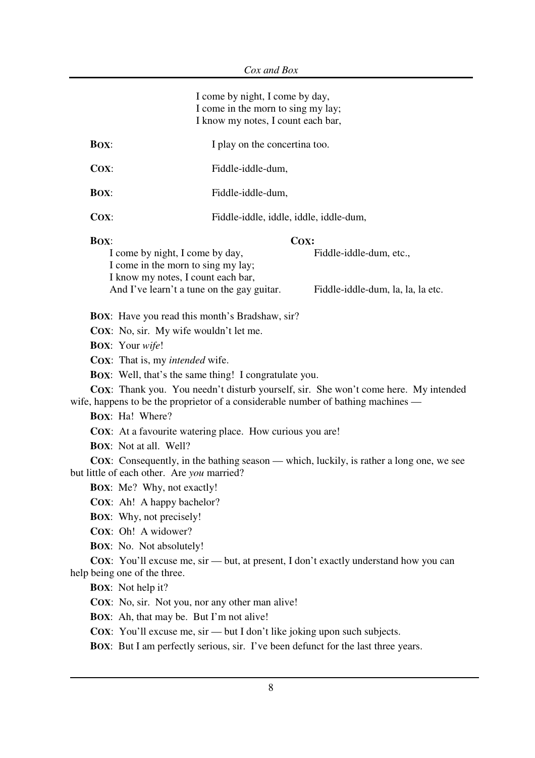I come by night, I come by day,
I come in the morn to sing my lay;
I know my notes, I count each bar,

**BOX**: I play on the concertina too.

**COX**: Fiddle-iddle-dum,

**BOX**: Fiddle-iddle-dum,

**COX**: Fiddle-iddle, iddle, iddle, iddle-dum,

**BOX**:
I come by night, I come by day,
I come in the morn to sing my lay;
I know my notes, I count each bar,
And I've learn't a tune on the gay guitar.

**COX:**
Fiddle-iddle-dum, etc.,

Fiddle-iddle-dum, la, la, la etc.

**BOX**: Have you read this month's Bradshaw, sir?

**COX**: No, sir. My wife wouldn't let me.

**BOX**: Your *wife*!

**COX**: That is, my *intended* wife.

**BOX**: Well, that's the same thing! I congratulate you.

**COX**: Thank you. You needn't disturb yourself, sir. She won't come here. My intended wife, happens to be the proprietor of a considerable number of bathing machines —

**BOX**: Ha! Where?

**COX**: At a favourite watering place. How curious you are!

**BOX**: Not at all. Well?

**COX**: Consequently, in the bathing season — which, luckily, is rather a long one, we see but little of each other. Are *you* married?

**BOX**: Me? Why, not exactly!

**COX**: Ah! A happy bachelor?

**BOX**: Why, not precisely!

**COX**: Oh! A widower?

**BOX**: No. Not absolutely!

**COX**: You'll excuse me, sir — but, at present, I don't exactly understand how you can help being one of the three.

**BOX**: Not help it?

**COX**: No, sir. Not you, nor any other man alive!

**BOX**: Ah, that may be. But I'm not alive!

**COX**: You'll excuse me, sir — but I don't like joking upon such subjects.

**BOX**: But I am perfectly serious, sir. I've been defunct for the last three years.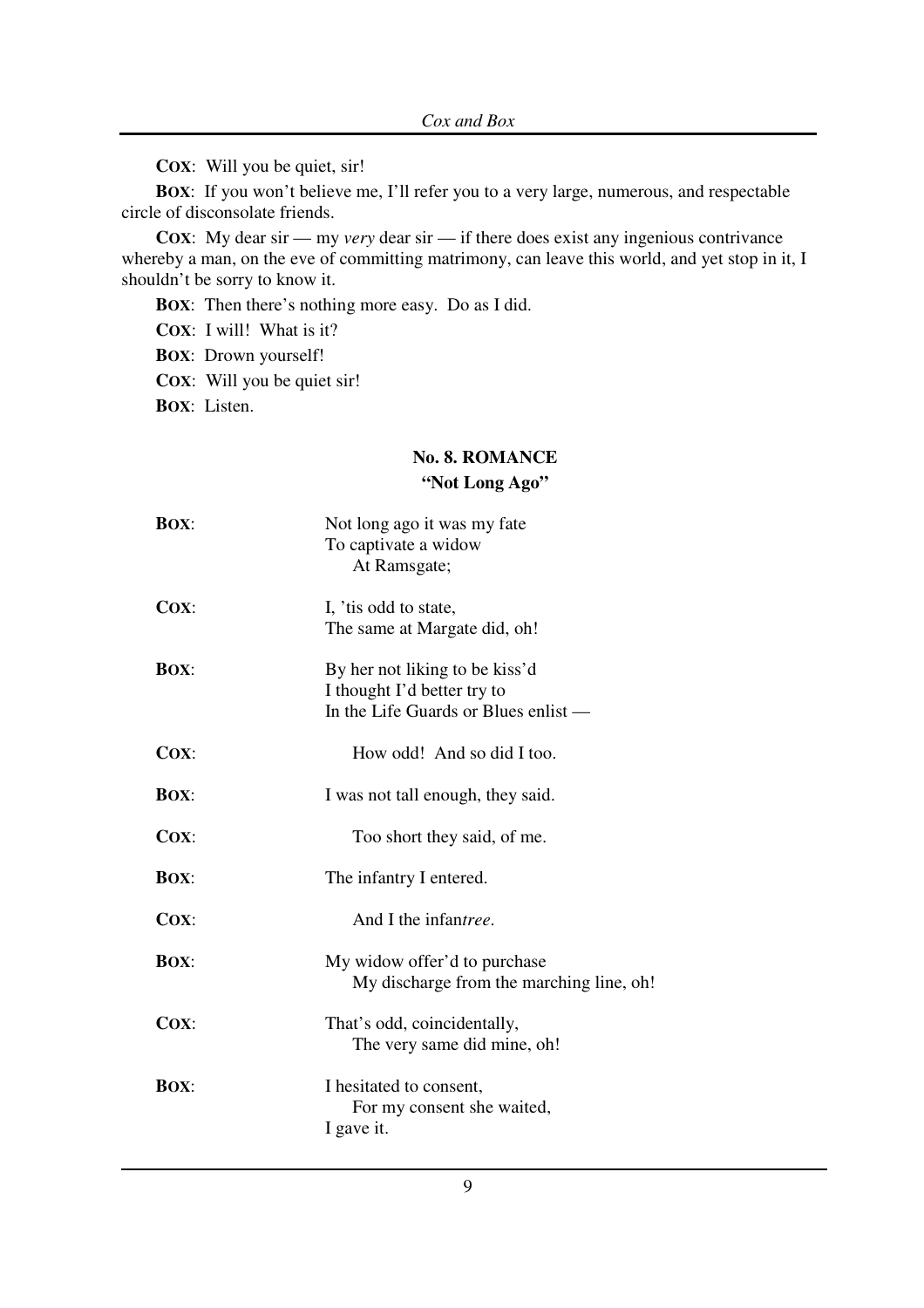**COX**: Will you be quiet, sir!

**BOX**: If you won't believe me, I'll refer you to a very large, numerous, and respectable circle of disconsolate friends.

**COX**: My dear sir — my *very* dear sir — if there does exist any ingenious contrivance whereby a man, on the eve of committing matrimony, can leave this world, and yet stop in it, I shouldn't be sorry to know it.

**BOX**: Then there's nothing more easy. Do as I did.

**COX**: I will! What is it?

**BOX**: Drown yourself!

**COX**: Will you be quiet sir!

**BOX**: Listen.

### No. 8. ROMANCE
### "Not Long Ago"

**BOX**:
Not long ago it was my fate
To captivate a widow
    At Ramsgate;

**COX**:
I, 'tis odd to state,
The same at Margate did, oh!

**BOX**:
By her not liking to be kiss'd
I thought I'd better try to
In the Life Guards or Blues enlist —

**COX**:
    How odd! And so did I too.

**BOX**:
I was not tall enough, they said.

**COX**:
    Too short they said, of me.

**BOX**:
The infantry I entered.

**COX**:
    And I the infan*tree*.

**BOX**:
My widow offer'd to purchase
    My discharge from the marching line, oh!

**COX**:
That's odd, coincidentally,
    The very same did mine, oh!

**BOX**:
I hesitated to consent,
    For my consent she waited,
I gave it.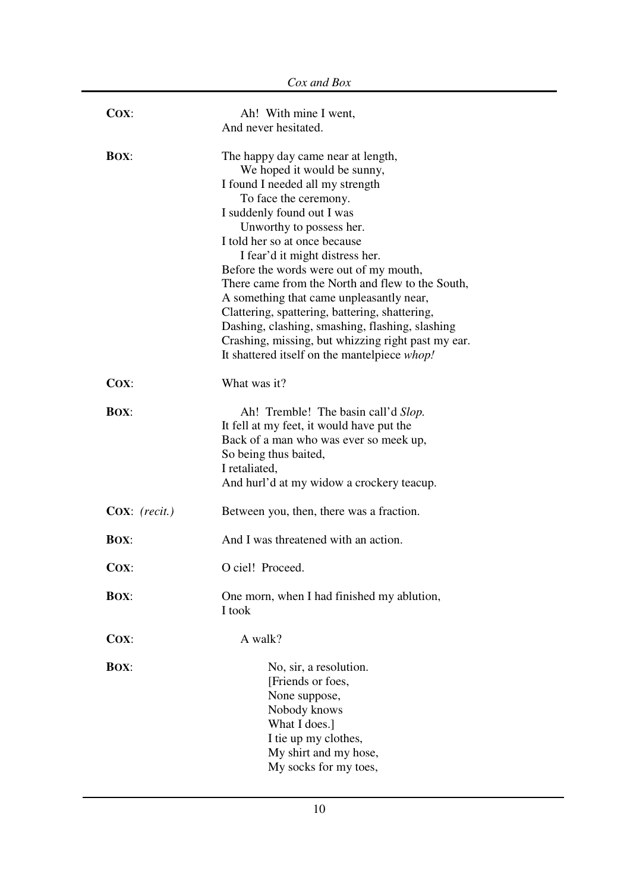**COX**: Ah! With mine I went,
And never hesitated.

**BOX**: The happy day came near at length,
We hoped it would be sunny,
I found I needed all my strength
To face the ceremony.
I suddenly found out I was
Unworthy to possess her.
I told her so at once because
I fear'd it might distress her.
Before the words were out of my mouth,
There came from the North and flew to the South,
A something that came unpleasantly near,
Clattering, spattering, battering, shattering,
Dashing, clashing, smashing, flashing, slashing
Crashing, missing, but whizzing right past my ear.
It shattered itself on the mantelpiece *whop!*

**COX**: What was it?

**BOX**: Ah! Tremble! The basin call'd *Slop.*
It fell at my feet, it would have put the
Back of a man who was ever so meek up,
So being thus baited,
I retaliated,
And hurl'd at my widow a crockery teacup.

**COX**: *(recit.)* Between you, then, there was a fraction.

**BOX**: And I was threatened with an action.

**COX**: O ciel! Proceed.

**BOX**: One morn, when I had finished my ablution,
I took

**COX**: A walk?

**BOX**: No, sir, a resolution.
[Friends or foes,
None suppose,
Nobody knows
What I does.]
I tie up my clothes,
My shirt and my hose,
My socks for my toes,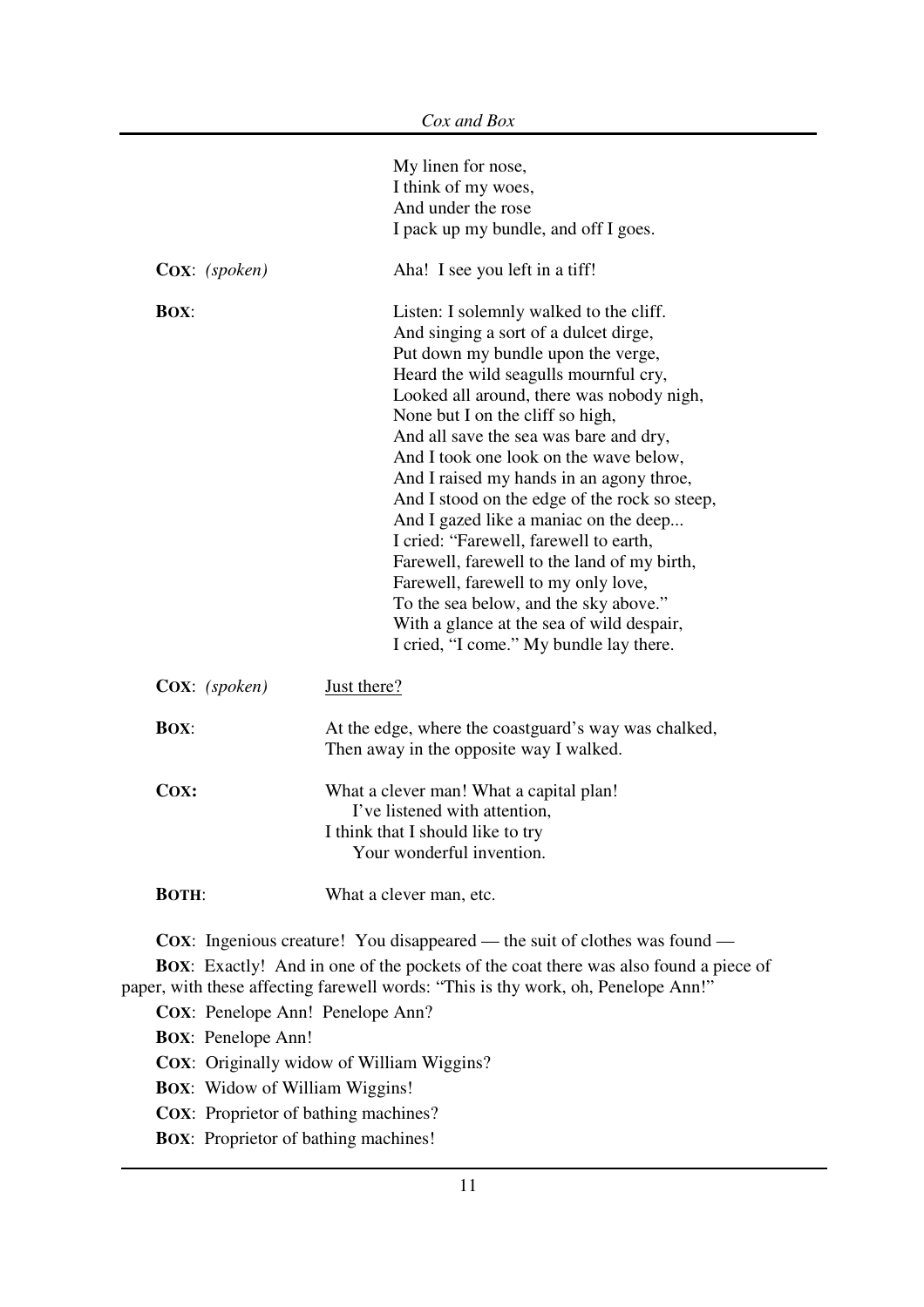My linen for nose,  
I think of my woes,  
And under the rose  
I pack up my bundle, and off I goes.

**COX**: *(spoken)* Aha! I see you left in a tiff!

**BOX**:

Listen: I solemnly walked to the cliff.  
And singing a sort of a dulcet dirge,  
Put down my bundle upon the verge,  
Heard the wild seagulls mournful cry,  
Looked all around, there was nobody nigh,  
None but I on the cliff so high,  
And all save the sea was bare and dry,  
And I took one look on the wave below,  
And I raised my hands in an agony throe,  
And I stood on the edge of the rock so steep,  
And I gazed like a maniac on the deep...  
I cried: "Farewell, farewell to earth,  
Farewell, farewell to the land of my birth,  
Farewell, farewell to my only love,  
To the sea below, and the sky above."  
With a glance at the sea of wild despair,  
I cried, "I come." My bundle lay there.

**COX**: *(spoken)* <u>Just there?</u>

**BOX**:

At the edge, where the coastguard's way was chalked,  
Then away in the opposite way I walked.

**COX:**

What a clever man! What a capital plan!  
    I've listened with attention,  
I think that I should like to try  
    Your wonderful invention.

**BOTH**: What a clever man, etc.

**COX**: Ingenious creature! You disappeared — the suit of clothes was found —

**BOX**: Exactly! And in one of the pockets of the coat there was also found a piece of paper, with these affecting farewell words: "This is thy work, oh, Penelope Ann!"

**COX**: Penelope Ann! Penelope Ann?

**BOX**: Penelope Ann!

**COX**: Originally widow of William Wiggins?

**BOX**: Widow of William Wiggins!

**COX**: Proprietor of bathing machines?

**BOX**: Proprietor of bathing machines!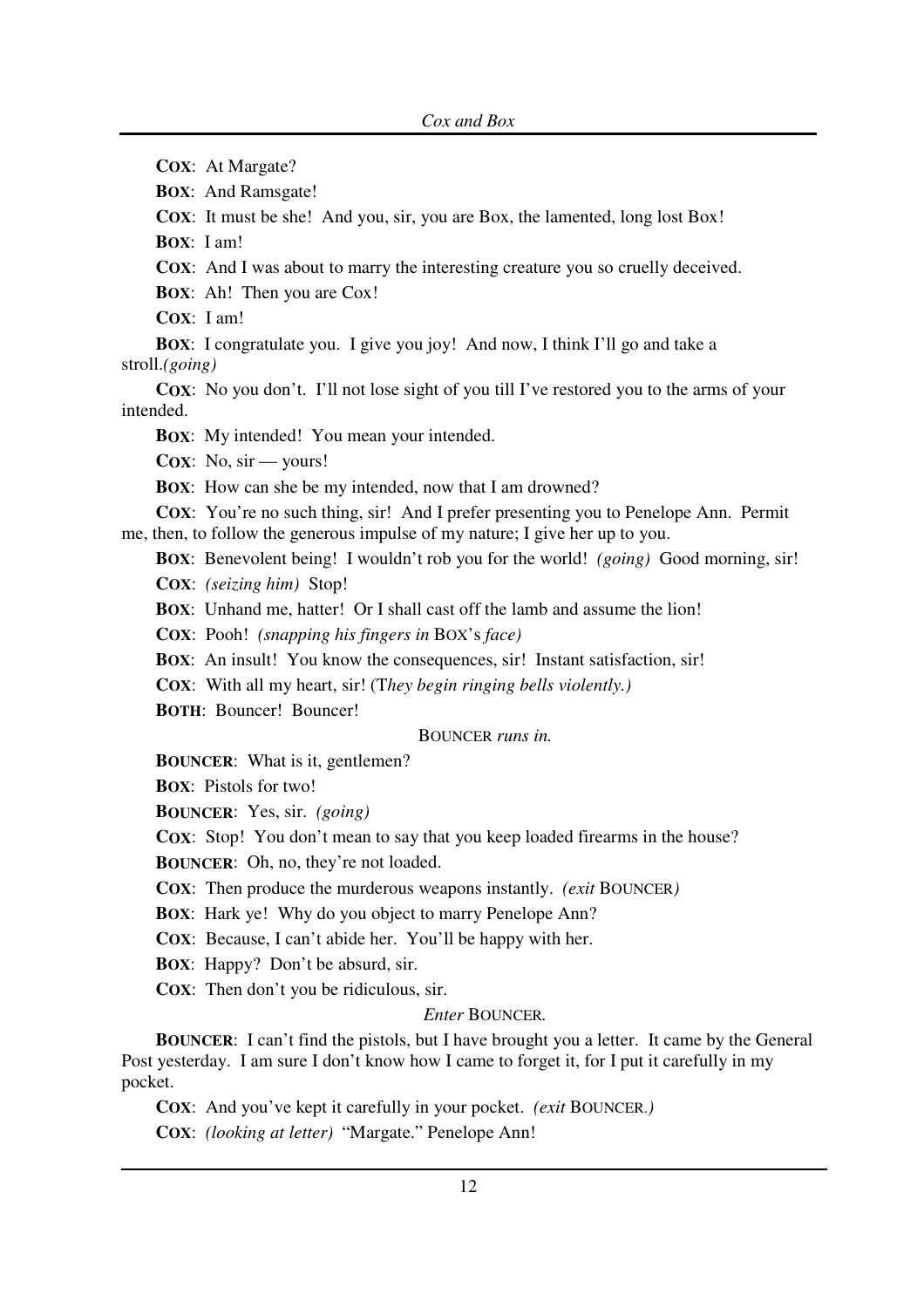**COX**: At Margate?

**BOX**: And Ramsgate!

**COX**: It must be she! And you, sir, you are Box, the lamented, long lost Box!

**BOX**: I am!

**COX**: And I was about to marry the interesting creature you so cruelly deceived.

**BOX**: Ah! Then you are Cox!

**COX**: I am!

**BOX**: I congratulate you. I give you joy! And now, I think I'll go and take a stroll.*(going)*

**COX**: No you don't. I'll not lose sight of you till I've restored you to the arms of your intended.

**BOX**: My intended! You mean your intended.

**COX**: No, sir — yours!

**BOX**: How can she be my intended, now that I am drowned?

**COX**: You're no such thing, sir! And I prefer presenting you to Penelope Ann. Permit me, then, to follow the generous impulse of my nature; I give her up to you.

**BOX**: Benevolent being! I wouldn't rob you for the world! *(going)* Good morning, sir!

**COX**: *(seizing him)* Stop!

**BOX**: Unhand me, hatter! Or I shall cast off the lamb and assume the lion!

**COX**: Pooh! *(snapping his fingers in* BOX's *face)*

**BOX**: An insult! You know the consequences, sir! Instant satisfaction, sir!

**COX**: With all my heart, sir! (T*hey begin ringing bells violently.)*

**BOTH**: Bouncer! Bouncer!

BOUNCER *runs in.*

**BOUNCER**: What is it, gentlemen?

**BOX**: Pistols for two!

**BOUNCER**: Yes, sir. *(going)*

**COX**: Stop! You don't mean to say that you keep loaded firearms in the house?

**BOUNCER**: Oh, no, they're not loaded.

**COX**: Then produce the murderous weapons instantly. *(exit* BOUNCER*)*

**BOX**: Hark ye! Why do you object to marry Penelope Ann?

**COX**: Because, I can't abide her. You'll be happy with her.

**BOX**: Happy? Don't be absurd, sir.

**COX**: Then don't you be ridiculous, sir.

*Enter* BOUNCER.

**BOUNCER**: I can't find the pistols, but I have brought you a letter. It came by the General Post yesterday. I am sure I don't know how I came to forget it, for I put it carefully in my pocket.

**COX**: And you've kept it carefully in your pocket. *(exit* BOUNCER.*)*

**COX**: *(looking at letter)* "Margate." Penelope Ann!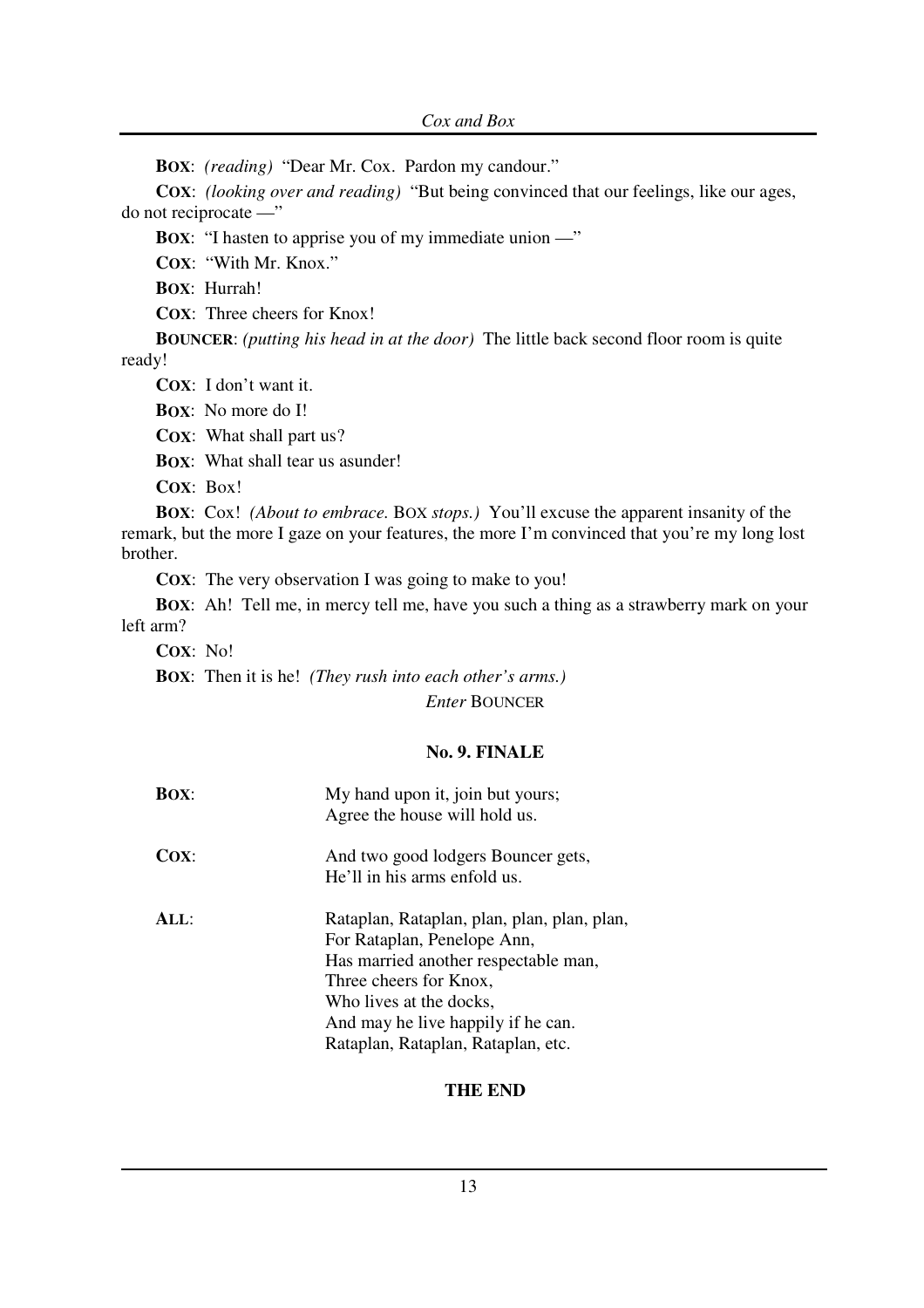**BOX**: *(reading)* "Dear Mr. Cox. Pardon my candour."

**COX**: *(looking over and reading)* "But being convinced that our feelings, like our ages, do not reciprocate —"

**BOX**: "I hasten to apprise you of my immediate union —"

**COX**: "With Mr. Knox."

**BOX**: Hurrah!

**COX**: Three cheers for Knox!

**BOUNCER**: *(putting his head in at the door)* The little back second floor room is quite ready!

**COX**: I don't want it.

**BOX**: No more do I!

**COX**: What shall part us?

**BOX**: What shall tear us asunder!

**COX**: Box!

**BOX**: Cox! *(About to embrace.* BOX *stops.)* You'll excuse the apparent insanity of the remark, but the more I gaze on your features, the more I'm convinced that you're my long lost brother.

**COX**: The very observation I was going to make to you!

**BOX**: Ah! Tell me, in mercy tell me, have you such a thing as a strawberry mark on your left arm?

**COX**: No!

**BOX**: Then it is he! *(They rush into each other's arms.)*

*Enter* BOUNCER

### No. 9. FINALE

**BOX**:
My hand upon it, join but yours;
Agree the house will hold us.

**COX**:
And two good lodgers Bouncer gets,
He'll in his arms enfold us.

**ALL**:
Rataplan, Rataplan, plan, plan, plan, plan,
For Rataplan, Penelope Ann,
Has married another respectable man,
Three cheers for Knox,
Who lives at the docks,
And may he live happily if he can.
Rataplan, Rataplan, Rataplan, etc.

**THE END**